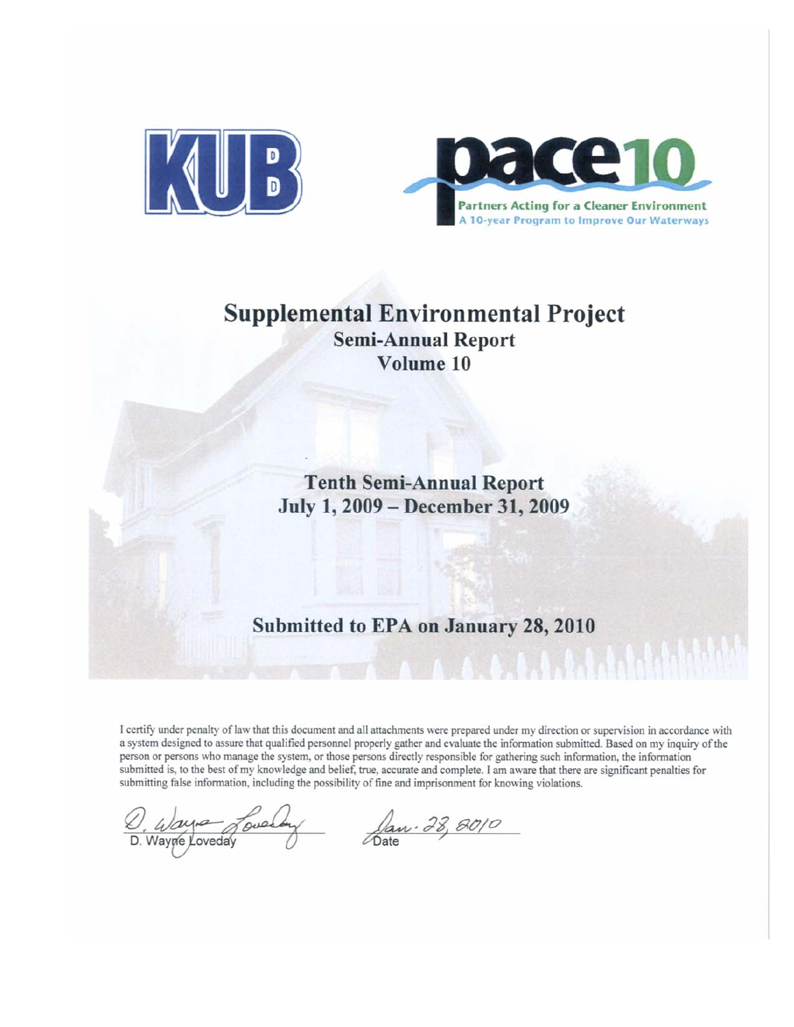KUB

pace10
Partners Acting for a Cleaner Environment
A 10-year Program to Improve Our Waterways

# Supplemental Environmental Project

## Semi-Annual Report

## Volume 10

## Tenth Semi-Annual Report
## July 1, 2009 – December 31, 2009

## Submitted to EPA on January 28, 2010

I certify under penalty of law that this document and all attachments were prepared under my direction or supervision in accordance with a system designed to assure that qualified personnel properly gather and evaluate the information submitted. Based on my inquiry of the person or persons who manage the system, or those persons directly responsible for gathering such information, the information submitted is, to the best of my knowledge and belief, true, accurate and complete. I am aware that there are significant penalties for submitting false information, including the possibility of fine and imprisonment for knowing violations.

D. Wayne Loveday

Date: Jan. 28, 2010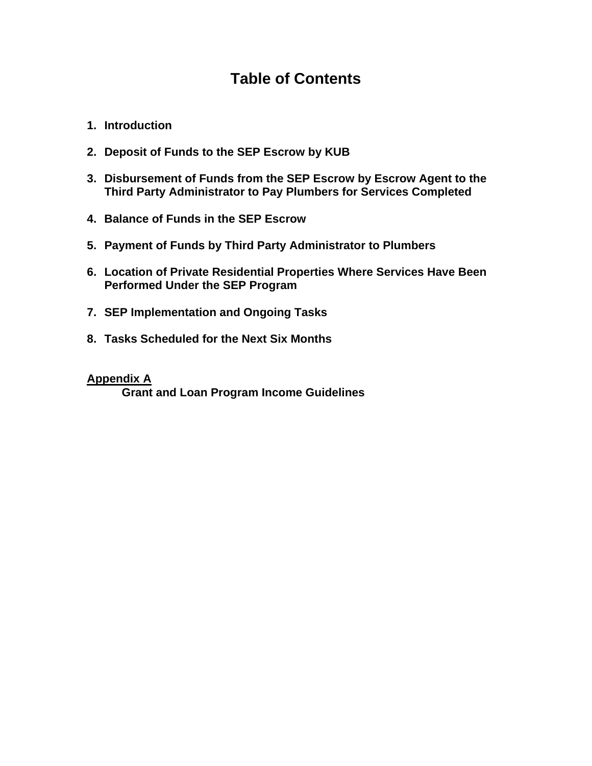# Table of Contents

1. **Introduction**

2. **Deposit of Funds to the SEP Escrow by KUB**

3. **Disbursement of Funds from the SEP Escrow by Escrow Agent to the Third Party Administrator to Pay Plumbers for Services Completed**

4. **Balance of Funds in the SEP Escrow**

5. **Payment of Funds by Third Party Administrator to Plumbers**

6. **Location of Private Residential Properties Where Services Have Been Performed Under the SEP Program**

7. **SEP Implementation and Ongoing Tasks**

8. **Tasks Scheduled for the Next Six Months**

**Appendix A**

**Grant and Loan Program Income Guidelines**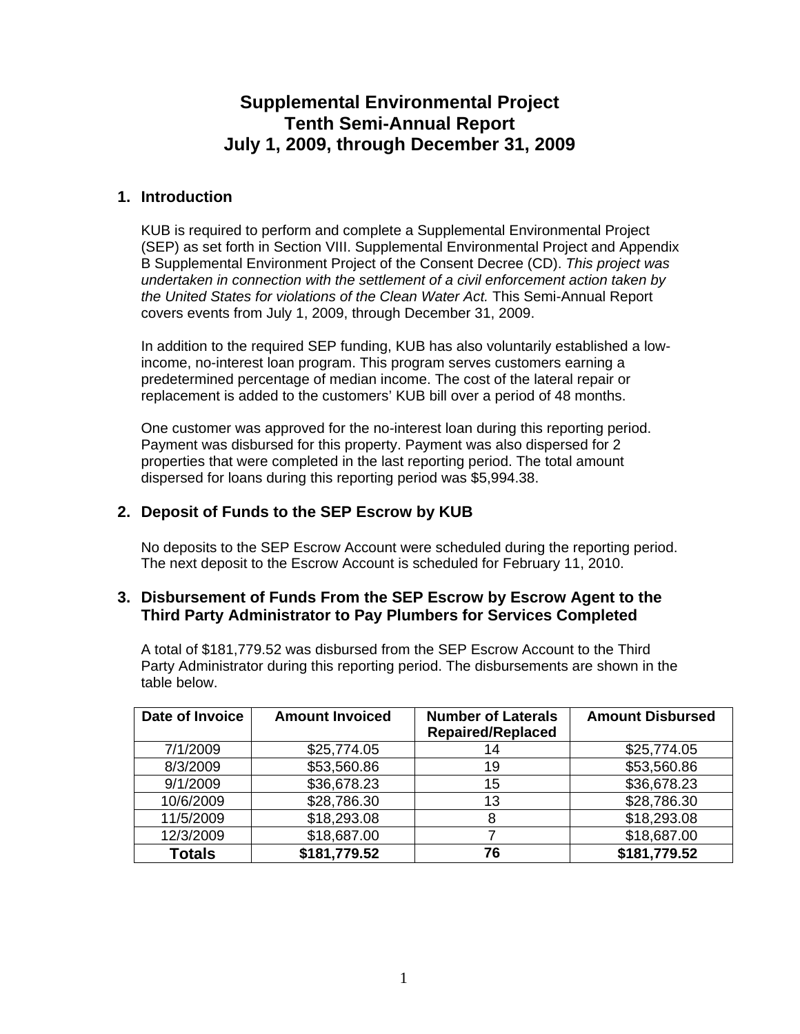# Supplemental Environmental Project
# Tenth Semi-Annual Report
# July 1, 2009, through December 31, 2009

## 1. Introduction

KUB is required to perform and complete a Supplemental Environmental Project (SEP) as set forth in Section VIII. Supplemental Environmental Project and Appendix B Supplemental Environment Project of the Consent Decree (CD). *This project was undertaken in connection with the settlement of a civil enforcement action taken by the United States for violations of the Clean Water Act.* This Semi-Annual Report covers events from July 1, 2009, through December 31, 2009.

In addition to the required SEP funding, KUB has also voluntarily established a low-income, no-interest loan program. This program serves customers earning a predetermined percentage of median income. The cost of the lateral repair or replacement is added to the customers' KUB bill over a period of 48 months.

One customer was approved for the no-interest loan during this reporting period. Payment was disbursed for this property. Payment was also dispersed for 2 properties that were completed in the last reporting period. The total amount dispersed for loans during this reporting period was $5,994.38.

## 2. Deposit of Funds to the SEP Escrow by KUB

No deposits to the SEP Escrow Account were scheduled during the reporting period. The next deposit to the Escrow Account is scheduled for February 11, 2010.

## 3. Disbursement of Funds From the SEP Escrow by Escrow Agent to the Third Party Administrator to Pay Plumbers for Services Completed

A total of $181,779.52 was disbursed from the SEP Escrow Account to the Third Party Administrator during this reporting period. The disbursements are shown in the table below.

| Date of Invoice | Amount Invoiced | Number of Laterals Repaired/Replaced | Amount Disbursed |
|---|---|---|---|
| 7/1/2009 | $25,774.05 | 14 | $25,774.05 |
| 8/3/2009 | $53,560.86 | 19 | $53,560.86 |
| 9/1/2009 | $36,678.23 | 15 | $36,678.23 |
| 10/6/2009 | $28,786.30 | 13 | $28,786.30 |
| 11/5/2009 | $18,293.08 | 8 | $18,293.08 |
| 12/3/2009 | $18,687.00 | 7 | $18,687.00 |
| **Totals** | **$181,779.52** | **76** | **$181,779.52** |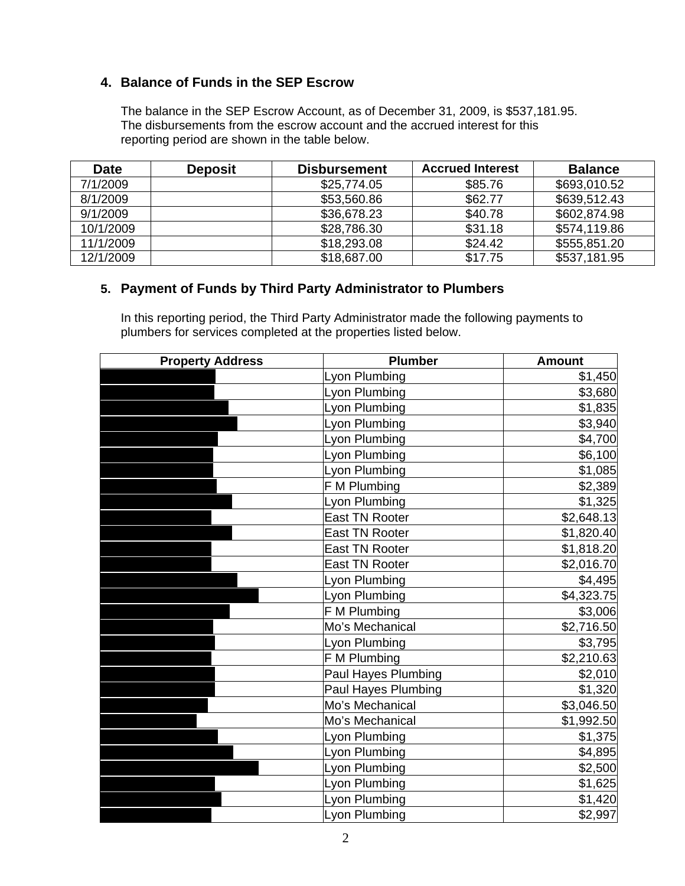## 4. Balance of Funds in the SEP Escrow

The balance in the SEP Escrow Account, as of December 31, 2009, is $537,181.95. The disbursements from the escrow account and the accrued interest for this reporting period are shown in the table below.

| Date | Deposit | Disbursement | Accrued Interest | Balance |
|---|---|---|---|---|
| 7/1/2009 | | $25,774.05 | $85.76 | $693,010.52 |
| 8/1/2009 | | $53,560.86 | $62.77 | $639,512.43 |
| 9/1/2009 | | $36,678.23 | $40.78 | $602,874.98 |
| 10/1/2009 | | $28,786.30 | $31.18 | $574,119.86 |
| 11/1/2009 | | $18,293.08 | $24.42 | $555,851.20 |
| 12/1/2009 | | $18,687.00 | $17.75 | $537,181.95 |

## 5. Payment of Funds by Third Party Administrator to Plumbers

In this reporting period, the Third Party Administrator made the following payments to plumbers for services completed at the properties listed below.

| Property Address | Plumber | Amount |
|---|---|---|
| [REDACTED] | Lyon Plumbing | $1,450 |
| [REDACTED] | Lyon Plumbing | $3,680 |
| [REDACTED] | Lyon Plumbing | $1,835 |
| [REDACTED] | Lyon Plumbing | $3,940 |
| [REDACTED] | Lyon Plumbing | $4,700 |
| [REDACTED] | Lyon Plumbing | $6,100 |
| [REDACTED] | Lyon Plumbing | $1,085 |
| [REDACTED] | F M Plumbing | $2,389 |
| [REDACTED] | Lyon Plumbing | $1,325 |
| [REDACTED] | East TN Rooter | $2,648.13 |
| [REDACTED] | East TN Rooter | $1,820.40 |
| [REDACTED] | East TN Rooter | $1,818.20 |
| [REDACTED] | East TN Rooter | $2,016.70 |
| [REDACTED] | Lyon Plumbing | $4,495 |
| [REDACTED] | Lyon Plumbing | $4,323.75 |
| [REDACTED] | F M Plumbing | $3,006 |
| [REDACTED] | Mo's Mechanical | $2,716.50 |
| [REDACTED] | Lyon Plumbing | $3,795 |
| [REDACTED] | F M Plumbing | $2,210.63 |
| [REDACTED] | Paul Hayes Plumbing | $2,010 |
| [REDACTED] | Paul Hayes Plumbing | $1,320 |
| [REDACTED] | Mo's Mechanical | $3,046.50 |
| [REDACTED] | Mo's Mechanical | $1,992.50 |
| [REDACTED] | Lyon Plumbing | $1,375 |
| [REDACTED] | Lyon Plumbing | $4,895 |
| [REDACTED] | Lyon Plumbing | $2,500 |
| [REDACTED] | Lyon Plumbing | $1,625 |
| [REDACTED] | Lyon Plumbing | $1,420 |
| [REDACTED] | Lyon Plumbing | $2,997 |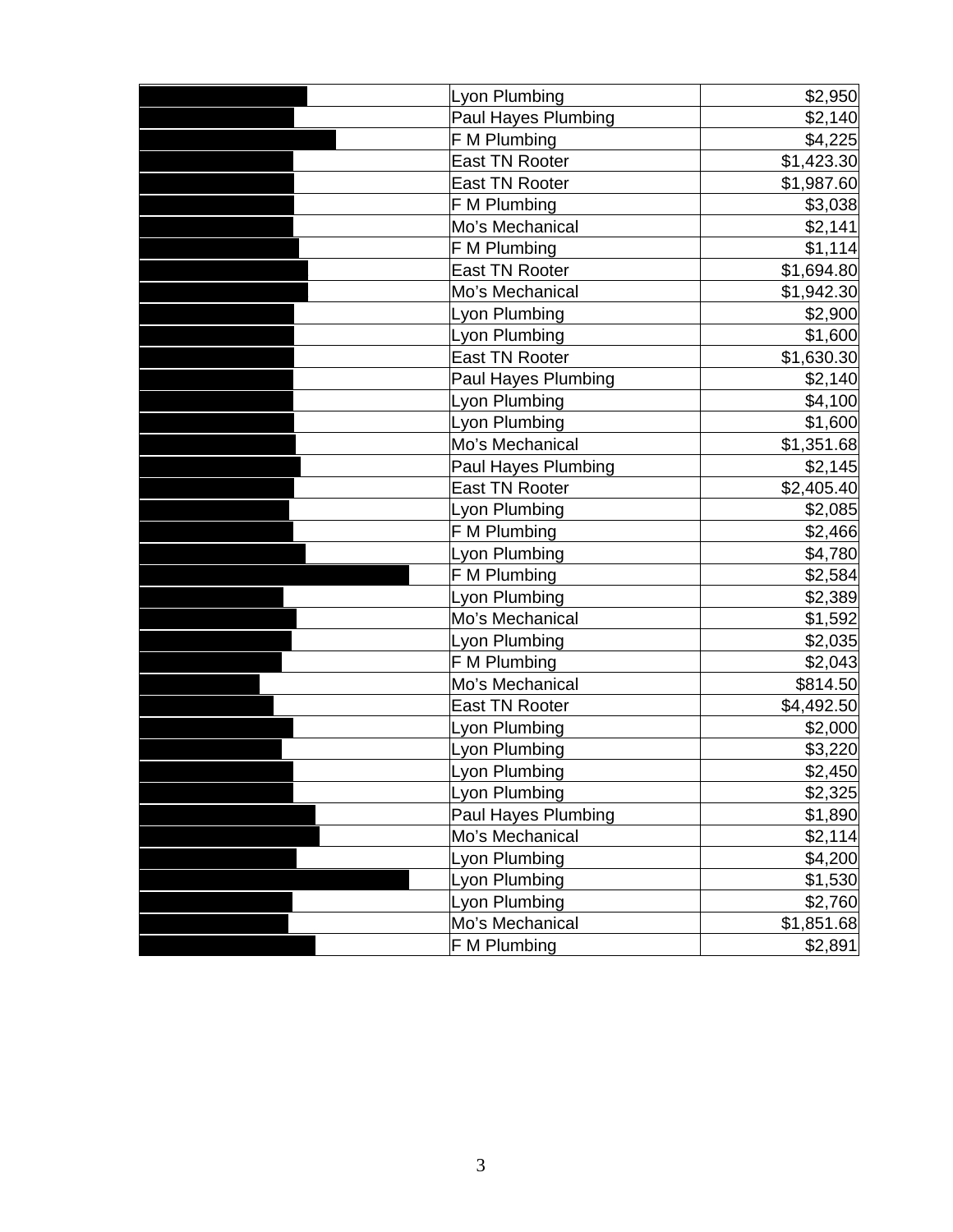| | | |
|---|---|---|
| | Lyon Plumbing | $2,950 |
| | Paul Hayes Plumbing | $2,140 |
| | F M Plumbing | $4,225 |
| | East TN Rooter | $1,423.30 |
| | East TN Rooter | $1,987.60 |
| | F M Plumbing | $3,038 |
| | Mo's Mechanical | $2,141 |
| | F M Plumbing | $1,114 |
| | East TN Rooter | $1,694.80 |
| | Mo's Mechanical | $1,942.30 |
| | Lyon Plumbing | $2,900 |
| | Lyon Plumbing | $1,600 |
| | East TN Rooter | $1,630.30 |
| | Paul Hayes Plumbing | $2,140 |
| | Lyon Plumbing | $4,100 |
| | Lyon Plumbing | $1,600 |
| | Mo's Mechanical | $1,351.68 |
| | Paul Hayes Plumbing | $2,145 |
| | East TN Rooter | $2,405.40 |
| | Lyon Plumbing | $2,085 |
| | F M Plumbing | $2,466 |
| | Lyon Plumbing | $4,780 |
| | F M Plumbing | $2,584 |
| | Lyon Plumbing | $2,389 |
| | Mo's Mechanical | $1,592 |
| | Lyon Plumbing | $2,035 |
| | F M Plumbing | $2,043 |
| | Mo's Mechanical | $814.50 |
| | East TN Rooter | $4,492.50 |
| | Lyon Plumbing | $2,000 |
| | Lyon Plumbing | $3,220 |
| | Lyon Plumbing | $2,450 |
| | Lyon Plumbing | $2,325 |
| | Paul Hayes Plumbing | $1,890 |
| | Mo's Mechanical | $2,114 |
| | Lyon Plumbing | $4,200 |
| | Lyon Plumbing | $1,530 |
| | Lyon Plumbing | $2,760 |
| | Mo's Mechanical | $1,851.68 |
| | F M Plumbing | $2,891 |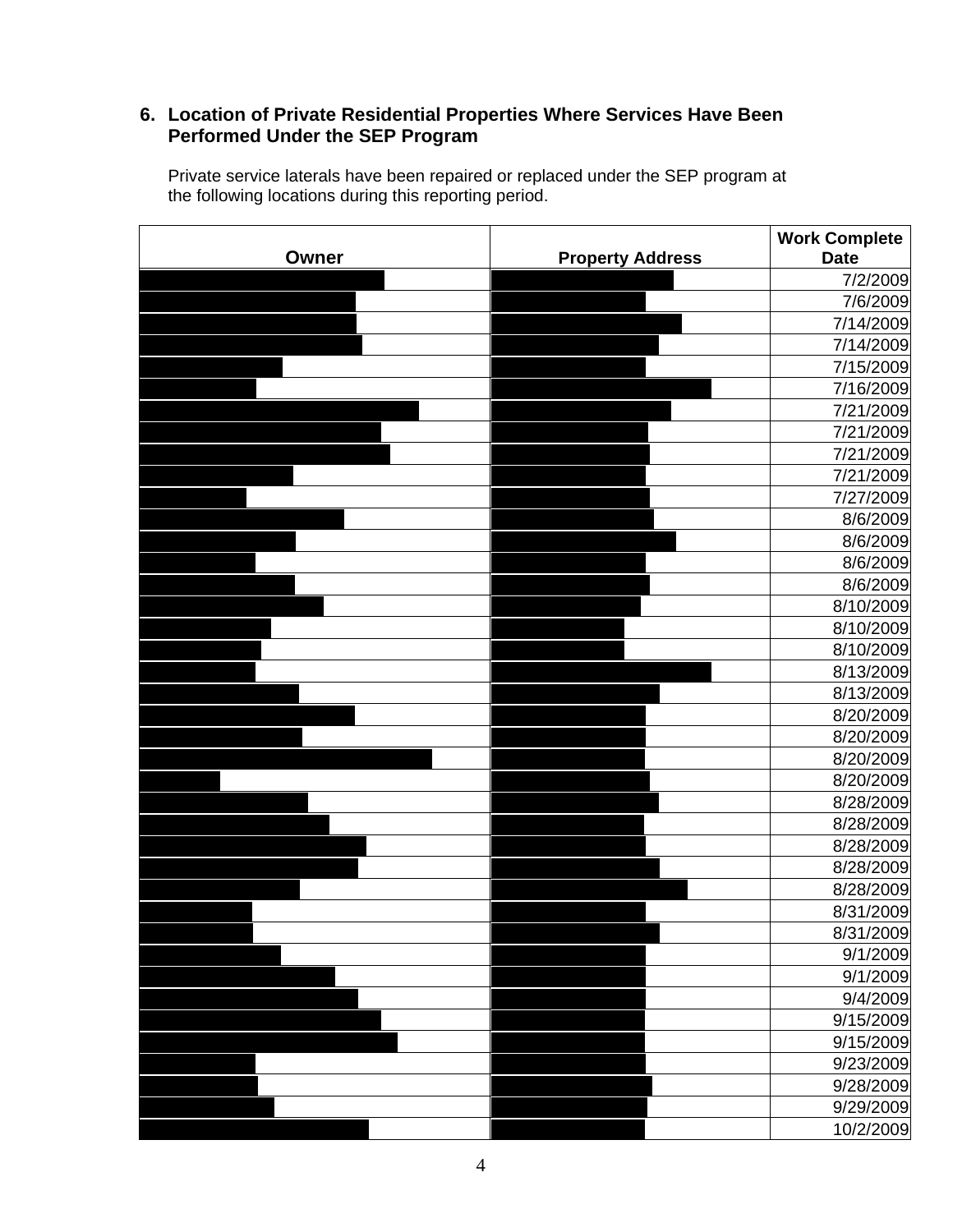### 6. Location of Private Residential Properties Where Services Have Been Performed Under the SEP Program

Private service laterals have been repaired or replaced under the SEP program at the following locations during this reporting period.

| Owner | Property Address | Work Complete Date |
|---|---|---|
| | | 7/2/2009 |
| | | 7/6/2009 |
| | | 7/14/2009 |
| | | 7/14/2009 |
| | | 7/15/2009 |
| | | 7/16/2009 |
| | | 7/21/2009 |
| | | 7/21/2009 |
| | | 7/21/2009 |
| | | 7/21/2009 |
| | | 7/27/2009 |
| | | 8/6/2009 |
| | | 8/6/2009 |
| | | 8/6/2009 |
| | | 8/6/2009 |
| | | 8/10/2009 |
| | | 8/10/2009 |
| | | 8/10/2009 |
| | | 8/13/2009 |
| | | 8/13/2009 |
| | | 8/20/2009 |
| | | 8/20/2009 |
| | | 8/20/2009 |
| | | 8/20/2009 |
| | | 8/28/2009 |
| | | 8/28/2009 |
| | | 8/28/2009 |
| | | 8/28/2009 |
| | | 8/28/2009 |
| | | 8/31/2009 |
| | | 8/31/2009 |
| | | 9/1/2009 |
| | | 9/1/2009 |
| | | 9/4/2009 |
| | | 9/15/2009 |
| | | 9/15/2009 |
| | | 9/23/2009 |
| | | 9/28/2009 |
| | | 9/29/2009 |
| | | 10/2/2009 |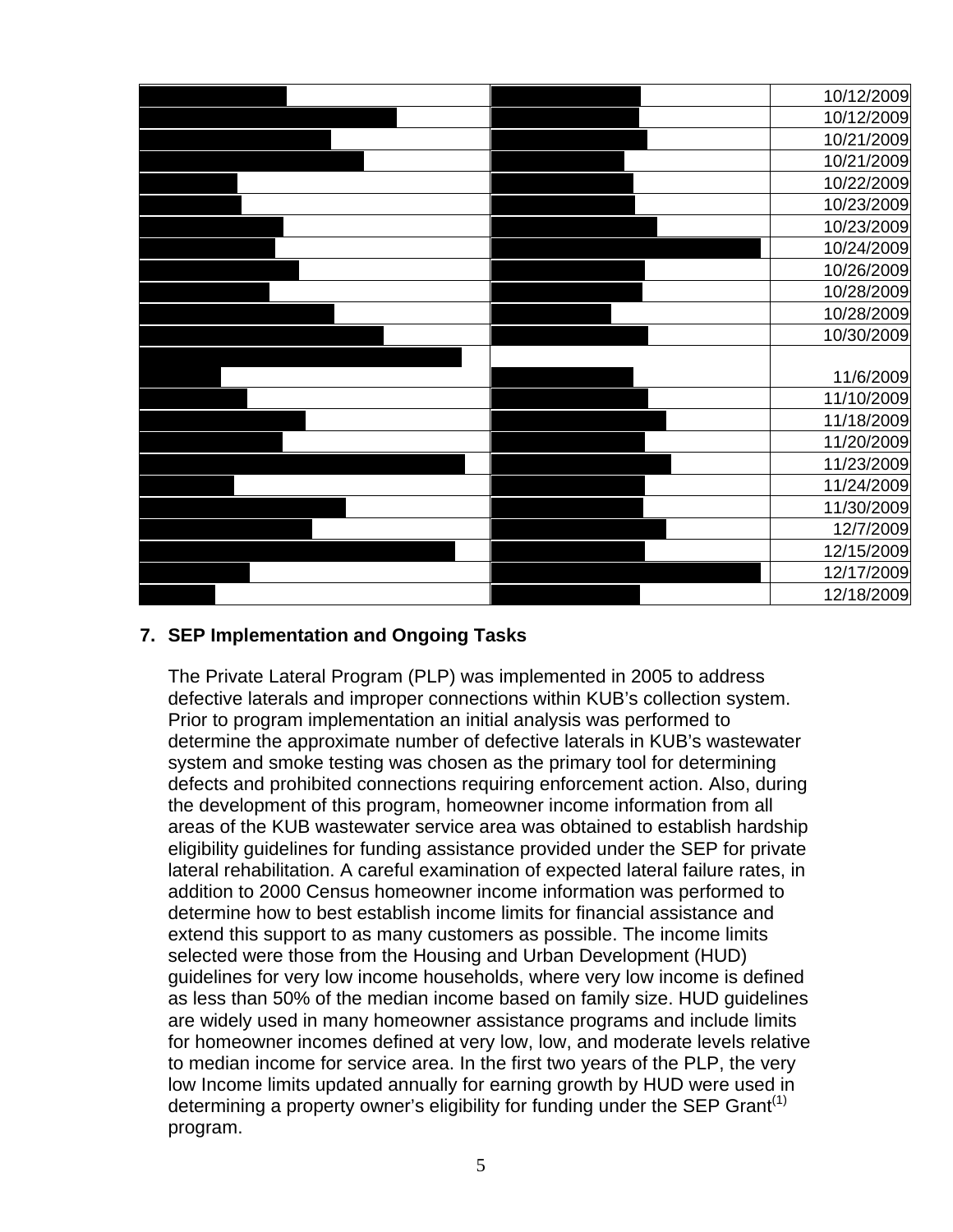| | | |
|---|---|---|
| | | 10/12/2009 |
| | | 10/12/2009 |
| | | 10/21/2009 |
| | | 10/21/2009 |
| | | 10/22/2009 |
| | | 10/23/2009 |
| | | 10/23/2009 |
| | | 10/24/2009 |
| | | 10/26/2009 |
| | | 10/28/2009 |
| | | 10/28/2009 |
| | | 10/30/2009 |
| | | 11/6/2009 |
| | | 11/10/2009 |
| | | 11/18/2009 |
| | | 11/20/2009 |
| | | 11/23/2009 |
| | | 11/24/2009 |
| | | 11/30/2009 |
| | | 12/7/2009 |
| | | 12/15/2009 |
| | | 12/17/2009 |
| | | 12/18/2009 |

## 7. SEP Implementation and Ongoing Tasks

The Private Lateral Program (PLP) was implemented in 2005 to address defective laterals and improper connections within KUB's collection system. Prior to program implementation an initial analysis was performed to determine the approximate number of defective laterals in KUB's wastewater system and smoke testing was chosen as the primary tool for determining defects and prohibited connections requiring enforcement action. Also, during the development of this program, homeowner income information from all areas of the KUB wastewater service area was obtained to establish hardship eligibility guidelines for funding assistance provided under the SEP for private lateral rehabilitation. A careful examination of expected lateral failure rates, in addition to 2000 Census homeowner income information was performed to determine how to best establish income limits for financial assistance and extend this support to as many customers as possible. The income limits selected were those from the Housing and Urban Development (HUD) guidelines for very low income households, where very low income is defined as less than 50% of the median income based on family size. HUD guidelines are widely used in many homeowner assistance programs and include limits for homeowner incomes defined at very low, low, and moderate levels relative to median income for service area. In the first two years of the PLP, the very low Income limits updated annually for earning growth by HUD were used in determining a property owner's eligibility for funding under the SEP Grant(1) program.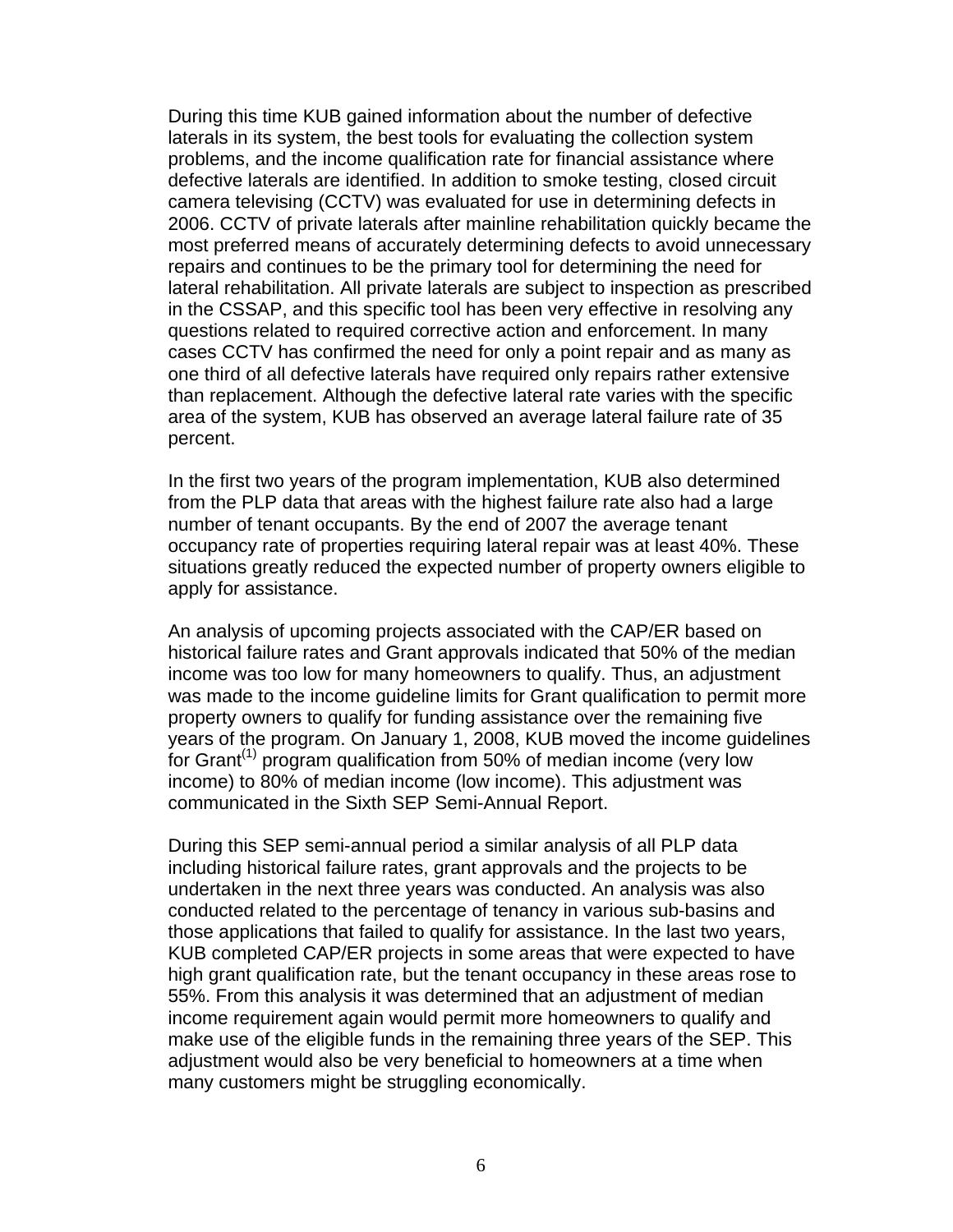During this time KUB gained information about the number of defective laterals in its system, the best tools for evaluating the collection system problems, and the income qualification rate for financial assistance where defective laterals are identified. In addition to smoke testing, closed circuit camera televising (CCTV) was evaluated for use in determining defects in 2006. CCTV of private laterals after mainline rehabilitation quickly became the most preferred means of accurately determining defects to avoid unnecessary repairs and continues to be the primary tool for determining the need for lateral rehabilitation. All private laterals are subject to inspection as prescribed in the CSSAP, and this specific tool has been very effective in resolving any questions related to required corrective action and enforcement. In many cases CCTV has confirmed the need for only a point repair and as many as one third of all defective laterals have required only repairs rather extensive than replacement. Although the defective lateral rate varies with the specific area of the system, KUB has observed an average lateral failure rate of 35 percent.

In the first two years of the program implementation, KUB also determined from the PLP data that areas with the highest failure rate also had a large number of tenant occupants. By the end of 2007 the average tenant occupancy rate of properties requiring lateral repair was at least 40%. These situations greatly reduced the expected number of property owners eligible to apply for assistance.

An analysis of upcoming projects associated with the CAP/ER based on historical failure rates and Grant approvals indicated that 50% of the median income was too low for many homeowners to qualify. Thus, an adjustment was made to the income guideline limits for Grant qualification to permit more property owners to qualify for funding assistance over the remaining five years of the program. On January 1, 2008, KUB moved the income guidelines for Grant[(1)] program qualification from 50% of median income (very low income) to 80% of median income (low income). This adjustment was communicated in the Sixth SEP Semi-Annual Report.

During this SEP semi-annual period a similar analysis of all PLP data including historical failure rates, grant approvals and the projects to be undertaken in the next three years was conducted. An analysis was also conducted related to the percentage of tenancy in various sub-basins and those applications that failed to qualify for assistance. In the last two years, KUB completed CAP/ER projects in some areas that were expected to have high grant qualification rate, but the tenant occupancy in these areas rose to 55%. From this analysis it was determined that an adjustment of median income requirement again would permit more homeowners to qualify and make use of the eligible funds in the remaining three years of the SEP. This adjustment would also be very beneficial to homeowners at a time when many customers might be struggling economically.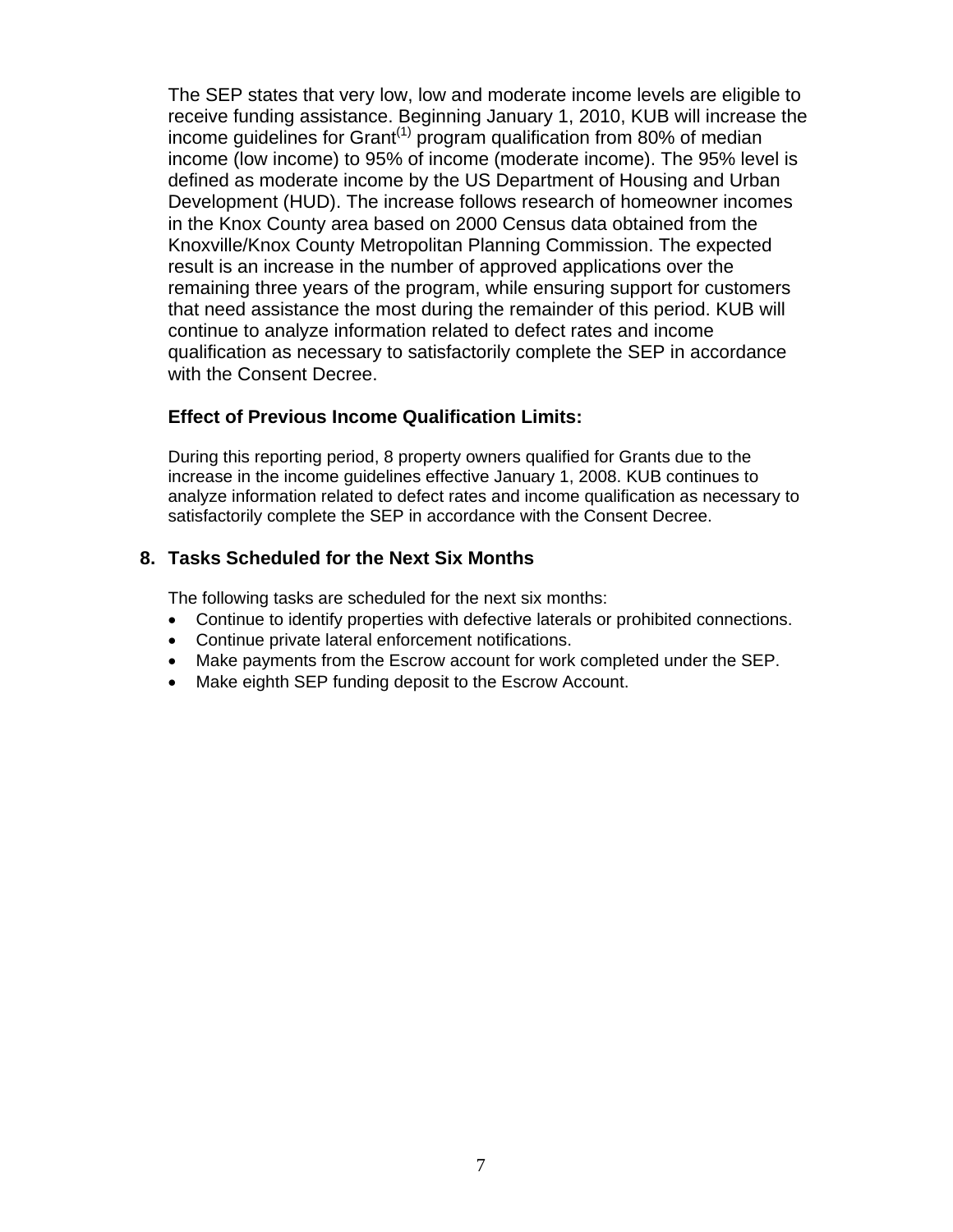The SEP states that very low, low and moderate income levels are eligible to receive funding assistance. Beginning January 1, 2010, KUB will increase the income guidelines for Grant[1] program qualification from 80% of median income (low income) to 95% of income (moderate income). The 95% level is defined as moderate income by the US Department of Housing and Urban Development (HUD). The increase follows research of homeowner incomes in the Knox County area based on 2000 Census data obtained from the Knoxville/Knox County Metropolitan Planning Commission. The expected result is an increase in the number of approved applications over the remaining three years of the program, while ensuring support for customers that need assistance the most during the remainder of this period. KUB will continue to analyze information related to defect rates and income qualification as necessary to satisfactorily complete the SEP in accordance with the Consent Decree.

**Effect of Previous Income Qualification Limits:**

During this reporting period, 8 property owners qualified for Grants due to the increase in the income guidelines effective January 1, 2008. KUB continues to analyze information related to defect rates and income qualification as necessary to satisfactorily complete the SEP in accordance with the Consent Decree.

## 8. Tasks Scheduled for the Next Six Months

The following tasks are scheduled for the next six months:

- Continue to identify properties with defective laterals or prohibited connections.
- Continue private lateral enforcement notifications.
- Make payments from the Escrow account for work completed under the SEP.
- Make eighth SEP funding deposit to the Escrow Account.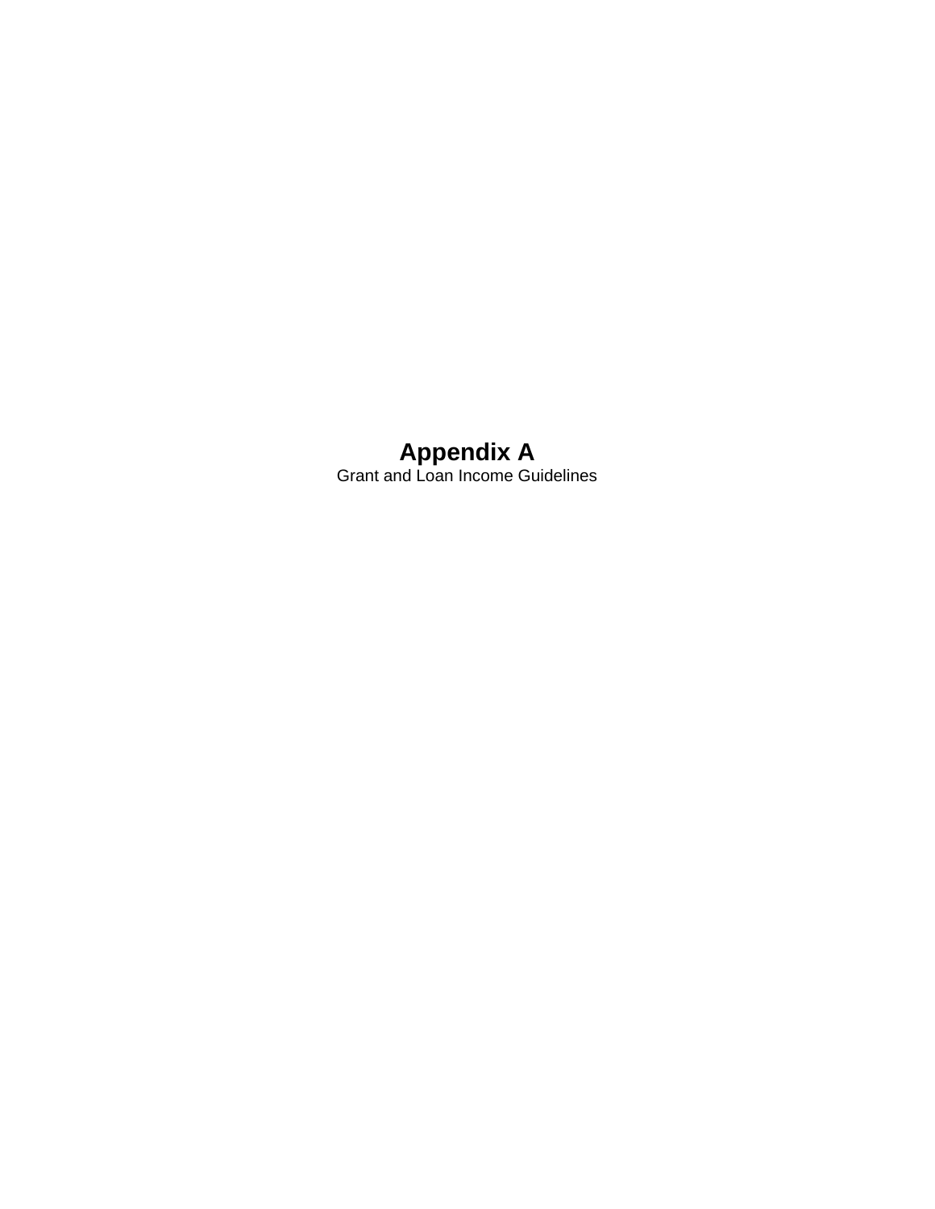# Appendix A

Grant and Loan Income Guidelines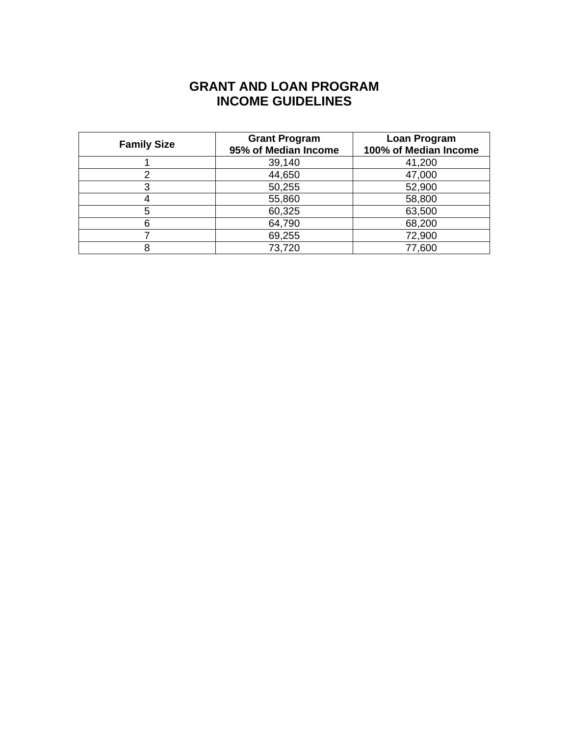# GRANT AND LOAN PROGRAM
# INCOME GUIDELINES

| Family Size | Grant Program 95% of Median Income | Loan Program 100% of Median Income |
|---|---|---|
| 1 | 39,140 | 41,200 |
| 2 | 44,650 | 47,000 |
| 3 | 50,255 | 52,900 |
| 4 | 55,860 | 58,800 |
| 5 | 60,325 | 63,500 |
| 6 | 64,790 | 68,200 |
| 7 | 69,255 | 72,900 |
| 8 | 73,720 | 77,600 |